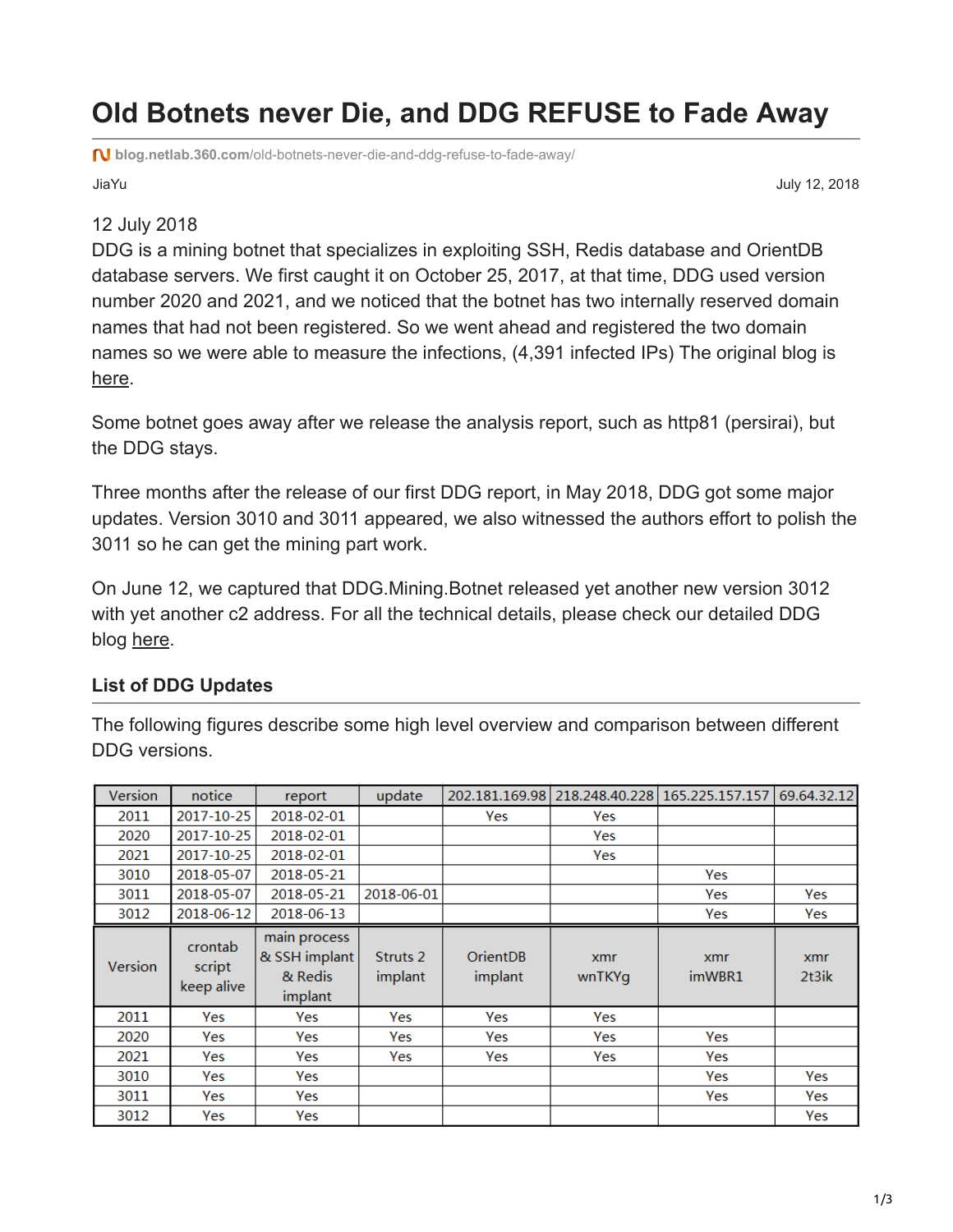# Old Botnets never Die, and DDG REFUSE to Fade Away

blog.netlab.360.com/old-botnets-never-die-and-ddg-refuse-to-fade-away/

JiaYu

July 12, 2018

12 July 2018

DDG is a mining botnet that specializes in exploiting SSH, Redis database and OrientDB database servers. We first caught it on October 25, 2017, at that time, DDG used version number 2020 and 2021, and we noticed that the botnet has two internally reserved domain names that had not been registered. So we went ahead and registered the two domain names so we were able to measure the infections, (4,391 infected IPs) The original blog is here.

Some botnet goes away after we release the analysis report, such as http81 (persirai), but the DDG stays.

Three months after the release of our first DDG report, in May 2018, DDG got some major updates. Version 3010 and 3011 appeared, we also witnessed the authors effort to polish the 3011 so he can get the mining part work.

On June 12, we captured that DDG.Mining.Botnet released yet another new version 3012 with yet another c2 address. For all the technical details, please check our detailed DDG blog here.

### List of DDG Updates

The following figures describe some high level overview and comparison between different DDG versions.

| Version | notice | report | update | 202.181.169.98 | 218.248.40.228 | 165.225.157.157 | 69.64.32.12 |
|---|---|---|---|---|---|---|---|
| 2011 | 2017-10-25 | 2018-02-01 | | Yes | Yes | | |
| 2020 | 2017-10-25 | 2018-02-01 | | | Yes | | |
| 2021 | 2017-10-25 | 2018-02-01 | | | Yes | | |
| 3010 | 2018-05-07 | 2018-05-21 | | | | Yes | |
| 3011 | 2018-05-07 | 2018-05-21 | 2018-06-01 | | | Yes | Yes |
| 3012 | 2018-06-12 | 2018-06-13 | | | | Yes | Yes |
| **Version** | **crontab script keep alive** | **main process & SSH implant & Redis implant** | **Struts 2 implant** | **OrientDB implant** | **xmr wnTKYg** | **xmr imWBR1** | **xmr 2t3ik** |
| 2011 | Yes | Yes | Yes | Yes | Yes | | |
| 2020 | Yes | Yes | Yes | Yes | Yes | Yes | |
| 2021 | Yes | Yes | Yes | Yes | Yes | Yes | |
| 3010 | Yes | Yes | | | | Yes | Yes |
| 3011 | Yes | Yes | | | | Yes | Yes |
| 3012 | Yes | Yes | | | | | Yes |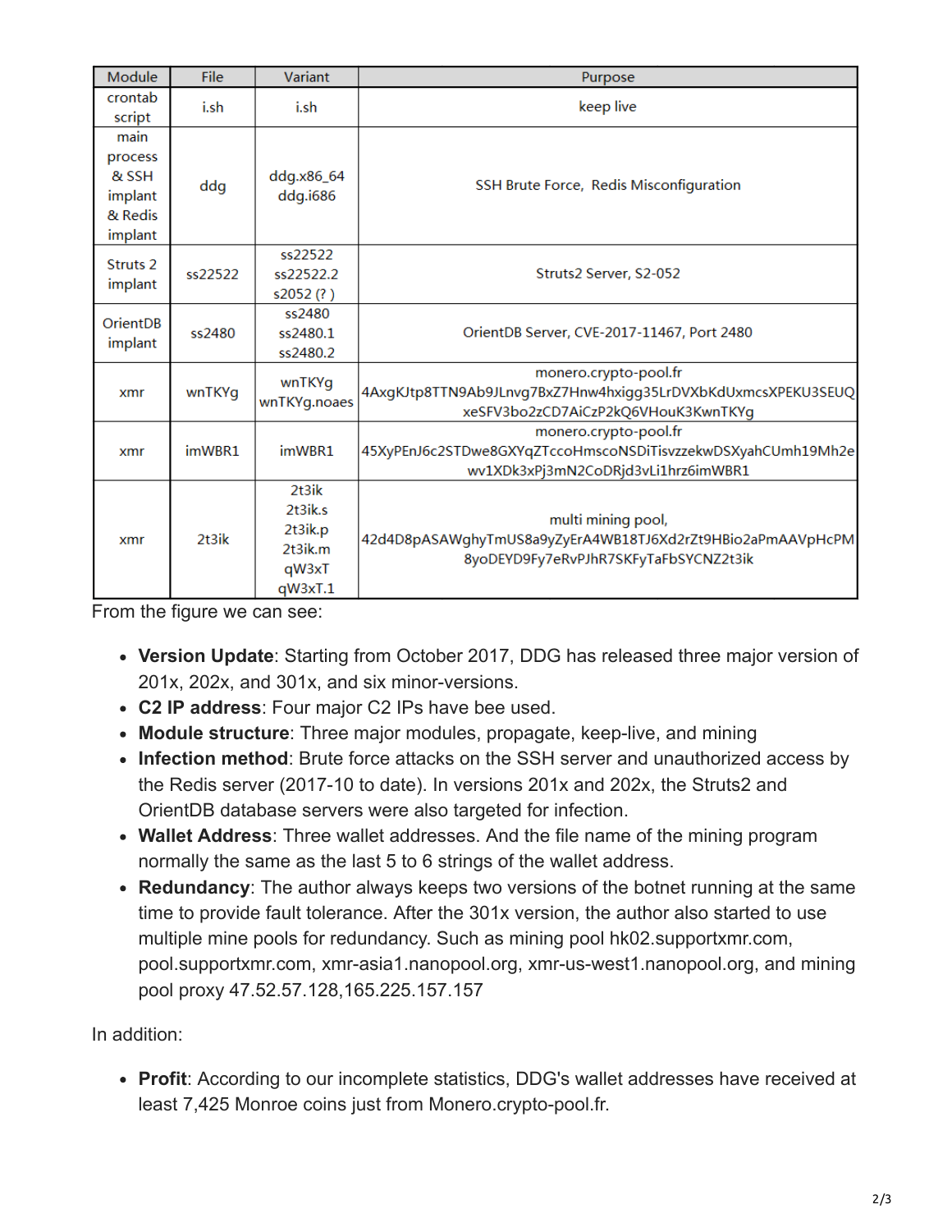| Module | File | Variant | Purpose |
| --- | --- | --- | --- |
| crontab script | i.sh | i.sh | keep live |
| main process & SSH implant & Redis implant | ddg | ddg.x86_64 ddg.i686 | SSH Brute Force, Redis Misconfiguration |
| Struts 2 implant | ss22522 | ss22522 ss22522.2 s2052 (? ) | Struts2 Server, S2-052 |
| OrientDB implant | ss2480 | ss2480 ss2480.1 ss2480.2 | OrientDB Server, CVE-2017-11467, Port 2480 |
| xmr | wnTKYg | wnTKYg wnTKYg.noaes | monero.crypto-pool.fr 4AxgKJtp8TTN9Ab9JLnvg7BxZ7Hnw4hxigg35LrDVXbKdUxmcsXPEKU3SEUQxeSFV3bo2zCD7AiCzP2kQ6VHouK3KwnTKYg |
| xmr | imWBR1 | imWBR1 | monero.crypto-pool.fr 45XyPEnJ6c2STDwe8GXYqZTccoHmscoNSDiTisvzzekwDSXyahCUmh19Mh2ewv1XDk3xPj3mN2CoDRjd3vLi1hrz6imWBR1 |
| xmr | 2t3ik | 2t3ik 2t3ik.s 2t3ik.p 2t3ik.m qW3xT qW3xT.1 | multi mining pool, 42d4D8pASAWghyTmUS8a9yZyErA4WB18TJ6Xd2rZt9HBio2aPmAAVpHcPM8yoDEYD9Fy7eRvPJhR7SKFyTaFbSYCNZ2t3ik |

From the figure we can see:

- **Version Update**: Starting from October 2017, DDG has released three major version of 201x, 202x, and 301x, and six minor-versions.
- **C2 IP address**: Four major C2 IPs have bee used.
- **Module structure**: Three major modules, propagate, keep-live, and mining
- **Infection method**: Brute force attacks on the SSH server and unauthorized access by the Redis server (2017-10 to date). In versions 201x and 202x, the Struts2 and OrientDB database servers were also targeted for infection.
- **Wallet Address**: Three wallet addresses. And the file name of the mining program normally the same as the last 5 to 6 strings of the wallet address.
- **Redundancy**: The author always keeps two versions of the botnet running at the same time to provide fault tolerance. After the 301x version, the author also started to use multiple mine pools for redundancy. Such as mining pool hk02.supportxmr.com, pool.supportxmr.com, xmr-asia1.nanopool.org, xmr-us-west1.nanopool.org, and mining pool proxy 47.52.57.128,165.225.157.157

In addition:

- **Profit**: According to our incomplete statistics, DDG's wallet addresses have received at least 7,425 Monroe coins just from Monero.crypto-pool.fr.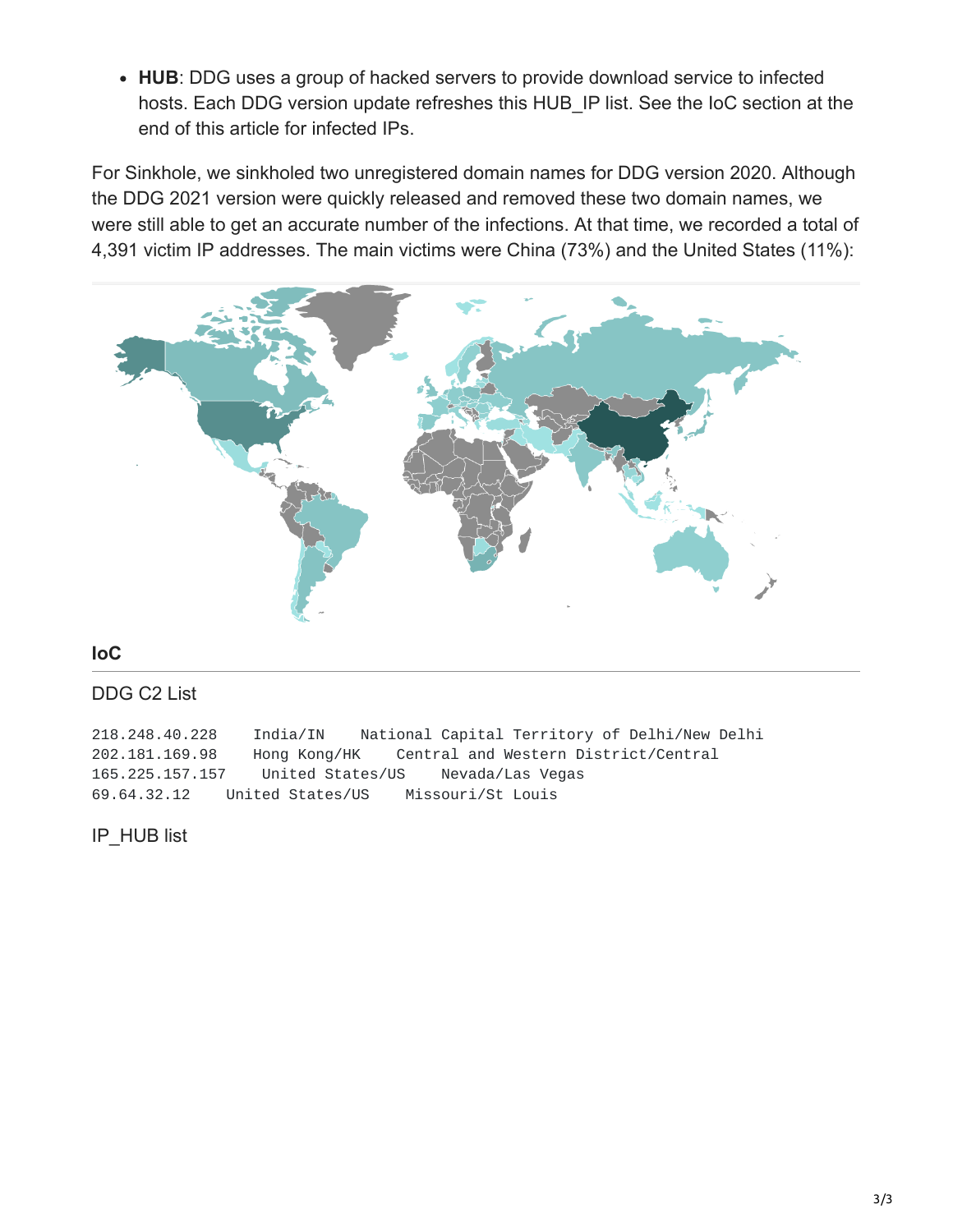- **HUB**: DDG uses a group of hacked servers to provide download service to infected hosts. Each DDG version update refreshes this HUB_IP list. See the IoC section at the end of this article for infected IPs.

For Sinkhole, we sinkholed two unregistered domain names for DDG version 2020. Although the DDG 2021 version were quickly released and removed these two domain names, we were still able to get an accurate number of the infections. At that time, we recorded a total of 4,391 victim IP addresses. The main victims were China (73%) and the United States (11%):

## IoC

DDG C2 List

```
218.248.40.228    India/IN    National Capital Territory of Delhi/New Delhi
202.181.169.98    Hong Kong/HK    Central and Western District/Central
165.225.157.157    United States/US    Nevada/Las Vegas
69.64.32.12    United States/US    Missouri/St Louis
```

IP_HUB list